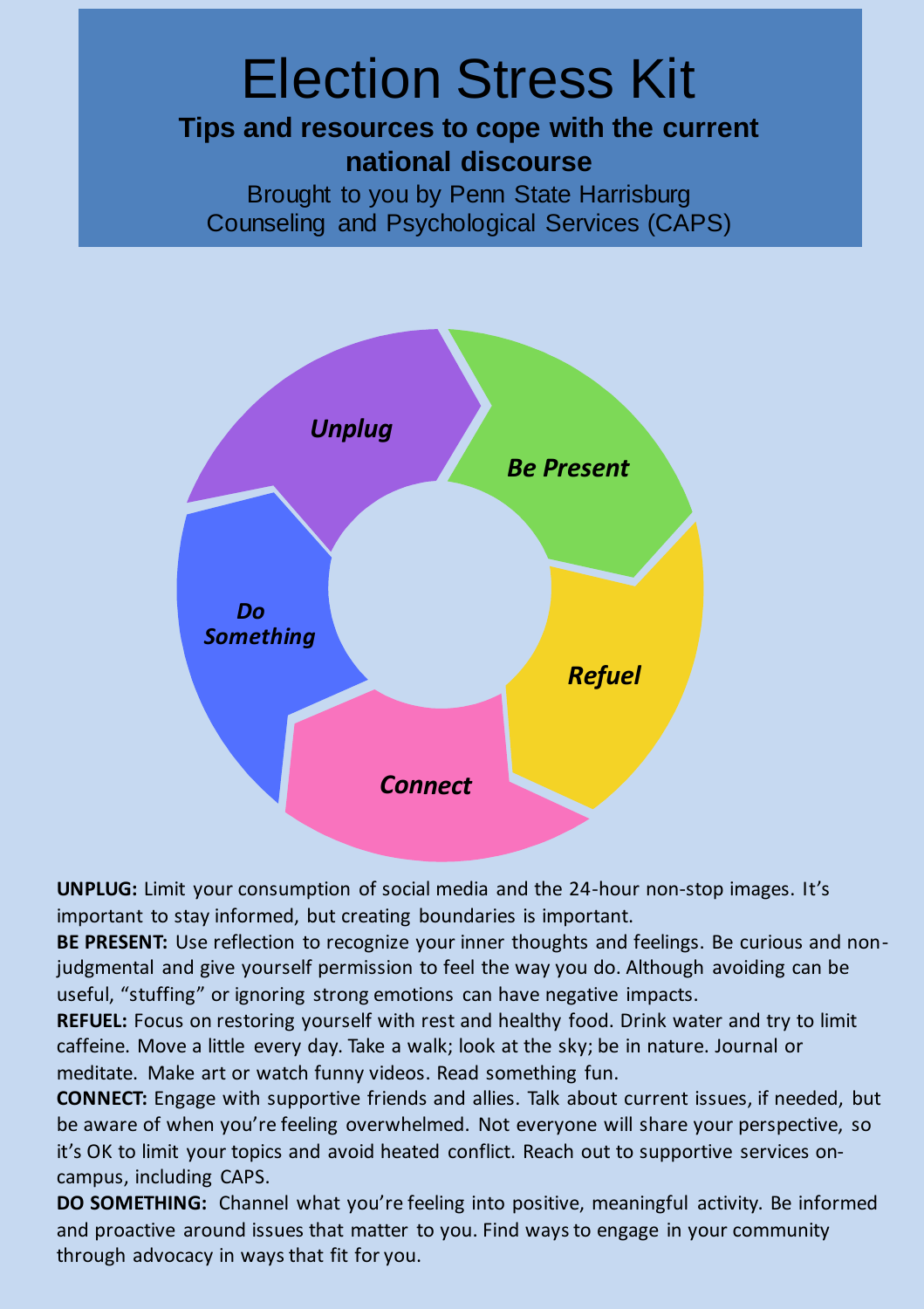# Election Stress Kit

**Tips and resources to cope with the current national discourse**

Brought to you by Penn State Harrisburg Counseling and Psychological Services (CAPS)

*Unplug*

*Be Present*

*Refuel*

*Connect*

*Do Something*

**UNPLUG:** Limit your consumption of social media and the 24-hour non-stop images. It's important to stay informed, but creating boundaries is important.

**BE PRESENT:** Use reflection to recognize your inner thoughts and feelings. Be curious and non-judgmental and give yourself permission to feel the way you do. Although avoiding can be useful, "stuffing" or ignoring strong emotions can have negative impacts.

**REFUEL:** Focus on restoring yourself with rest and healthy food. Drink water and try to limit caffeine. Move a little every day. Take a walk; look at the sky; be in nature. Journal or meditate. Make art or watch funny videos. Read something fun.

**CONNECT:** Engage with supportive friends and allies. Talk about current issues, if needed, but be aware of when you're feeling overwhelmed. Not everyone will share your perspective, so it's OK to limit your topics and avoid heated conflict. Reach out to supportive services on-campus, including CAPS.

**DO SOMETHING:** Channel what you're feeling into positive, meaningful activity. Be informed and proactive around issues that matter to you. Find ways to engage in your community through advocacy in ways that fit for you.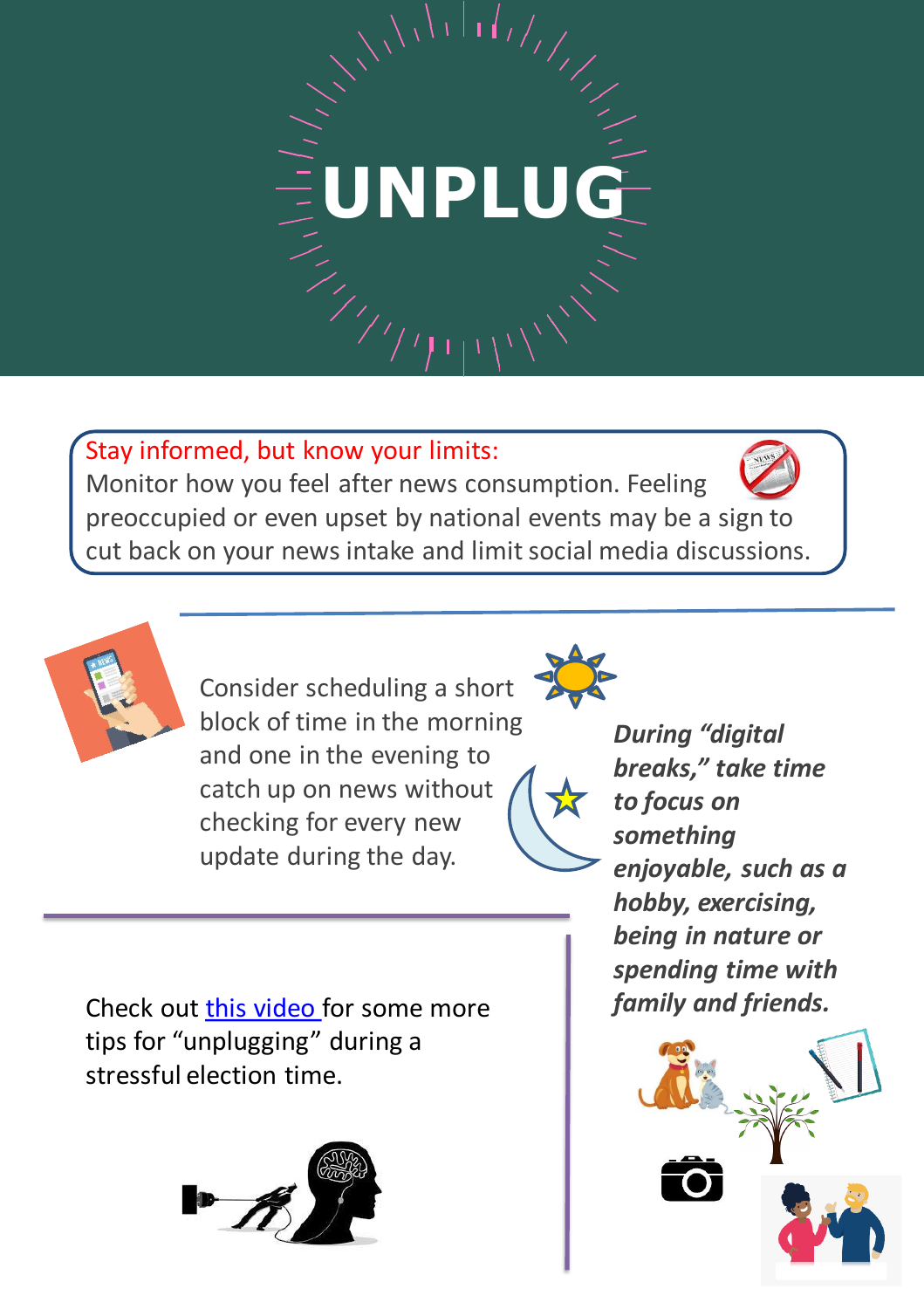# UNPLUG

**Stay informed, but know your limits:**
Monitor how you feel after news consumption. Feeling preoccupied or even upset by national events may be a sign to cut back on your news intake and limit social media discussions.

Consider scheduling a short block of time in the morning and one in the evening to catch up on news without checking for every new update during the day.

***During "digital breaks," take time to focus on something enjoyable, such as a hobby, exercising, being in nature or spending time with family and friends.***

Check out [this video](#) for some more tips for "unplugging" during a stressful election time.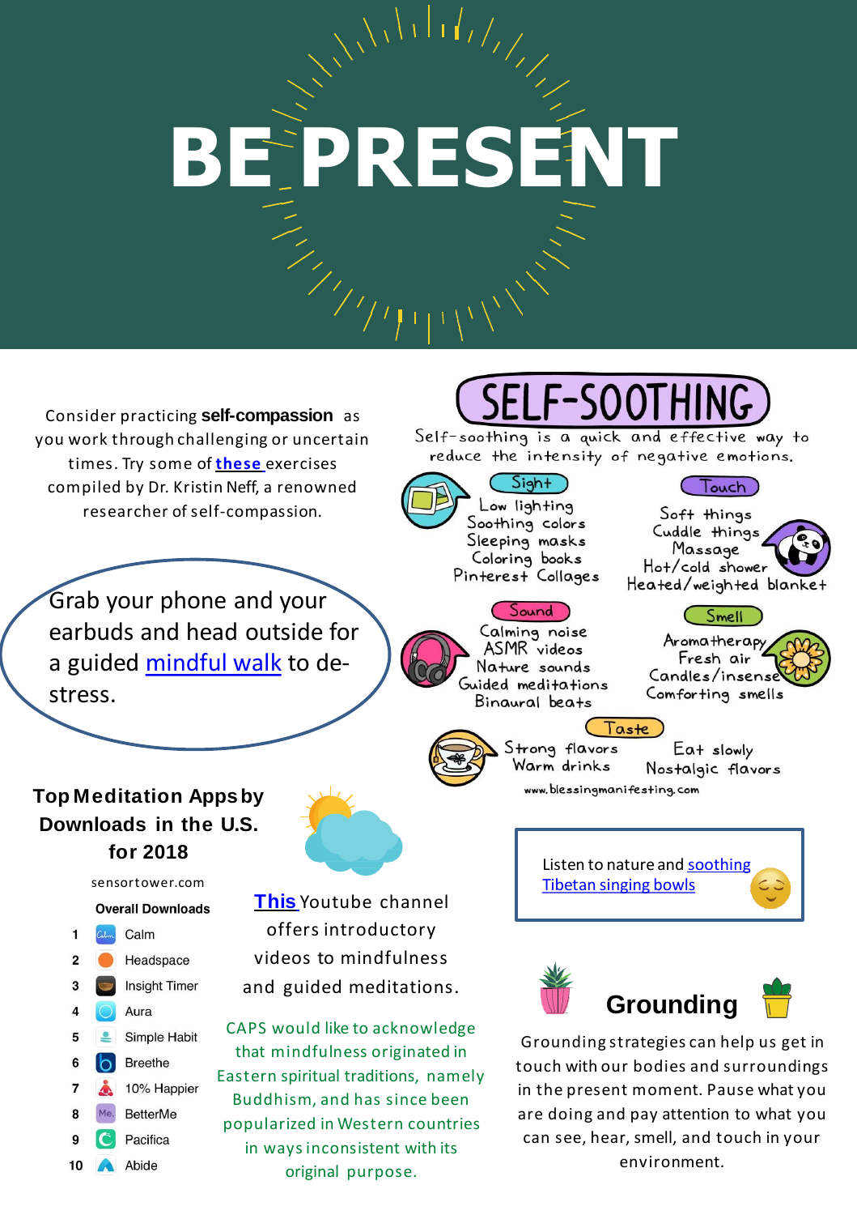# BE PRESENT

Consider practicing **self-compassion** as you work through challenging or uncertain times. Try some of **these** exercises compiled by Dr. Kristin Neff, a renowned researcher of self-compassion.

Grab your phone and your earbuds and head outside for a guided mindful walk to de-stress.

## SELF-SOOTHING

Self-soothing is a quick and effective way to reduce the intensity of negative emotions.

**Sight**
- Low lighting
- Soothing colors
- Sleeping masks
- Coloring books
- Pinterest Collages

**Touch**
- Soft things
- Cuddle things
- Massage
- Hot/cold shower
- Heated/weighted blanket

**Sound**
- Calming noise
- ASMR videos
- Nature sounds
- Guided meditations
- Binaural beats

**Smell**
- Aromatherapy
- Fresh air
- Candles/insense
- Comforting smells

**Taste**
- Strong flavors
- Warm drinks
- Eat slowly
- Nostalgic flavors

www.blessingmanifesting.com

### Top Meditation Apps by Downloads in the U.S. for 2018

sensortower.com

**Overall Downloads**

| | |
|---|---|
| 1 | Calm |
| 2 | Headspace |
| 3 | Insight Timer |
| 4 | Aura |
| 5 | Simple Habit |
| 6 | Breethe |
| 7 | 10% Happier |
| 8 | BetterMe |
| 9 | Pacifica |
| 10 | Abide |

**This** Youtube channel offers introductory videos to mindfulness and guided meditations.

CAPS would like to acknowledge that mindfulness originated in Eastern spiritual traditions, namely Buddhism, and has since been popularized in Western countries in ways inconsistent with its original purpose.

Listen to nature and soothing Tibetan singing bowls

## Grounding

Grounding strategies can help us get in touch with our bodies and surroundings in the present moment. Pause what you are doing and pay attention to what you can see, hear, smell, and touch in your environment.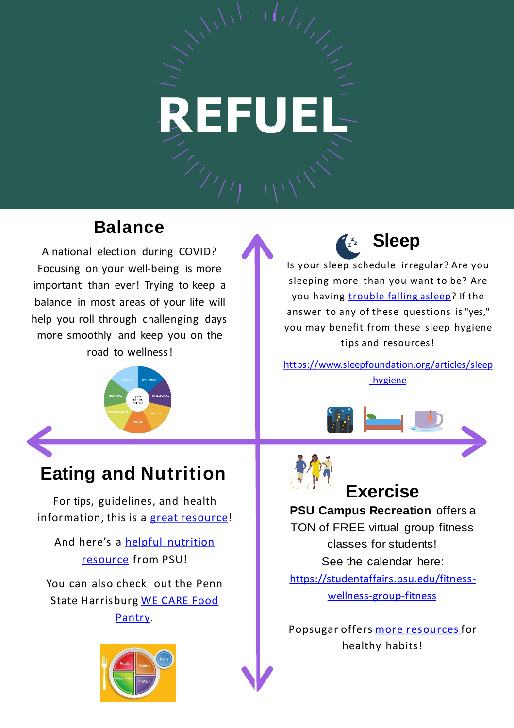# REFUEL

## Balance

A national election during COVID? Focusing on your well-being is more important than ever! Trying to keep a balance in most areas of your life will help you roll through challenging days more smoothly and keep you on the road to wellness!

## Sleep

Is your sleep schedule irregular? Are you sleeping more than you want to be? Are you having trouble falling asleep? If the answer to any of these questions is "yes," you may benefit from these sleep hygiene tips and resources!

https://www.sleepfoundation.org/articles/sleep-hygiene

## Eating and Nutrition

For tips, guidelines, and health information, this is a great resource!

And here's a helpful nutrition resource from PSU!

You can also check out the Penn State Harrisburg WE CARE Food Pantry.

## Exercise

**PSU Campus Recreation** offers a TON of FREE virtual group fitness classes for students!

See the calendar here: https://studentaffairs.psu.edu/fitness-wellness-group-fitness

Popsugar offers more resources for healthy habits!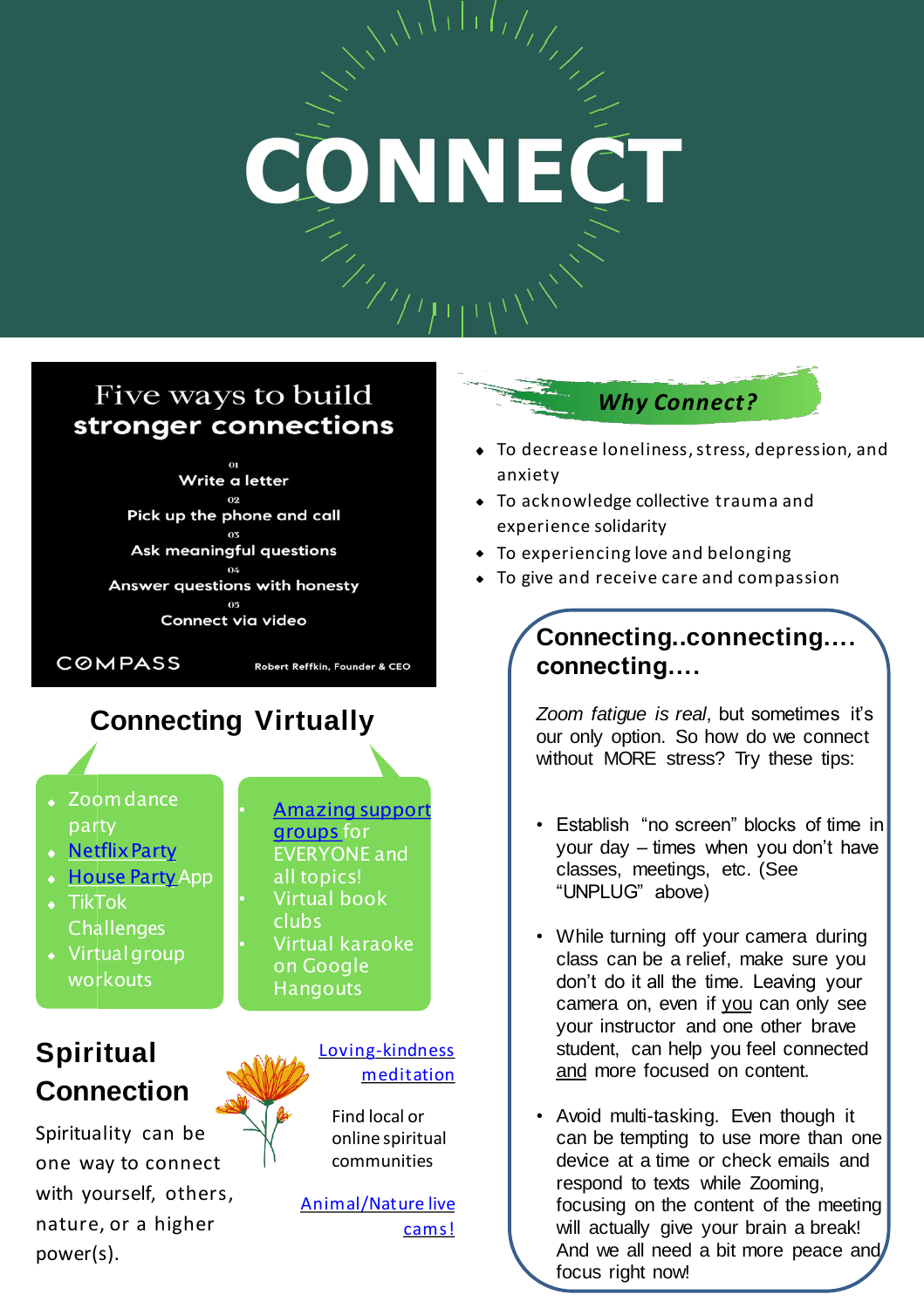# CONNECT

## Five ways to build stronger connections

01
Write a letter

02
Pick up the phone and call

03
Ask meaningful questions

04
Answer questions with honesty

05
Connect via video

COMPASS — Robert Reffkin, Founder & CEO

## Connecting Virtually

- Zoom dance party
- Netflix Party
- House Party App
- TikTok Challenges
- Virtual group workouts

- Amazing support groups for EVERYONE and all topics!
- Virtual book clubs
- Virtual karaoke on Google Hangouts

## Spiritual Connection

Spirituality can be one way to connect with yourself, others, nature, or a higher power(s).

Loving-kindness meditation

Find local or online spiritual communities

Animal/Nature live cams!

## Why Connect?

- To decrease loneliness, stress, depression, and anxiety
- To acknowledge collective trauma and experience solidarity
- To experiencing love and belonging
- To give and receive care and compassion

## Connecting..connecting…. connecting….

*Zoom fatigue is real*, but sometimes it's our only option. So how do we connect without MORE stress? Try these tips:

- Establish "no screen" blocks of time in your day – times when you don't have classes, meetings, etc. (See "UNPLUG" above)
- While turning off your camera during class can be a relief, make sure you don't do it all the time. Leaving your camera on, even if you can only see your instructor and one other brave student, can help you feel connected and more focused on content.
- Avoid multi-tasking. Even though it can be tempting to use more than one device at a time or check emails and respond to texts while Zooming, focusing on the content of the meeting will actually give your brain a break! And we all need a bit more peace and focus right now!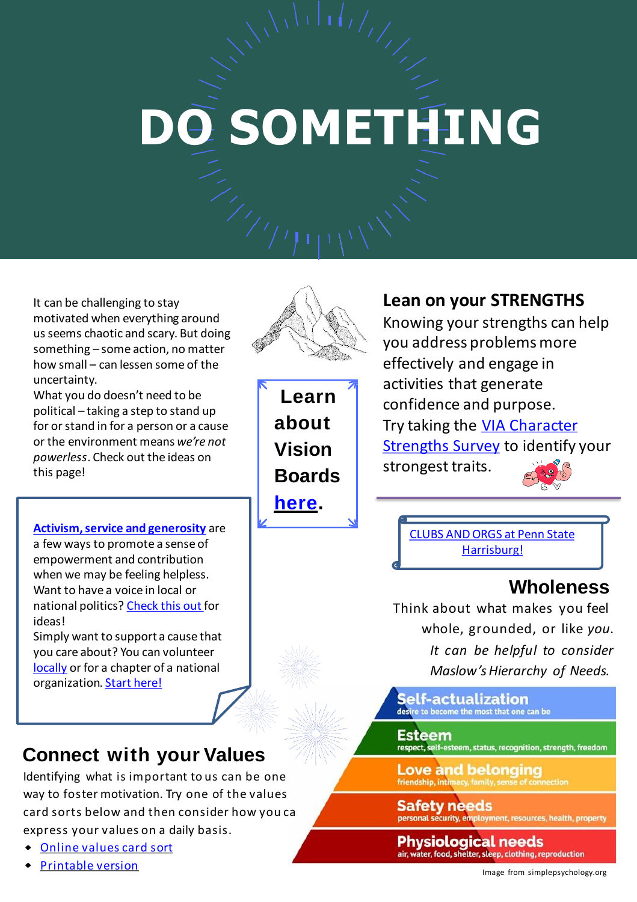# DO SOMETHING

It can be challenging to stay motivated when everything around us seems chaotic and scary. But doing something – some action, no matter how small – can lessen some of the uncertainty.
What you do doesn't need to be political – taking a step to stand up for or stand in for a person or a cause or the environment means *we're not powerless*. Check out the ideas on this page!

**Learn about Vision Boards [here](#).**

**[Activism, service and generosity](#)** are a few ways to promote a sense of empowerment and contribution when we may be feeling helpless.
Want to have a voice in local or national politics? [Check this out](#) for ideas!
Simply want to support a cause that you care about? You can volunteer [locally](#) or for a chapter of a national organization. [Start here!](#)

## Lean on your STRENGTHS

Knowing your strengths can help you address problems more effectively and engage in activities that generate confidence and purpose.
Try taking the [VIA Character Strengths Survey](#) to identify your strongest traits.

[CLUBS AND ORGS at Penn State Harrisburg!](#)

## Wholeness

Think about what makes you feel whole, grounded, or like *you*.
*It can be helpful to consider Maslow's Hierarchy of Needs.*

- **Self-actualization** – desire to become the most that one can be
- **Esteem** – respect, self-esteem, status, recognition, strength, freedom
- **Love and belonging** – friendship, intimacy, family, sense of connection
- **Safety needs** – personal security, employment, resources, health, property
- **Physiological needs** – air, water, food, shelter, sleep, clothing, reproduction

Image from simplepsychology.org

## Connect with your Values

Identifying what is important to us can be one way to foster motivation. Try one of the values card sorts below and then consider how you ca express your values on a daily basis.

- [Online values card sort](#)
- [Printable version](#)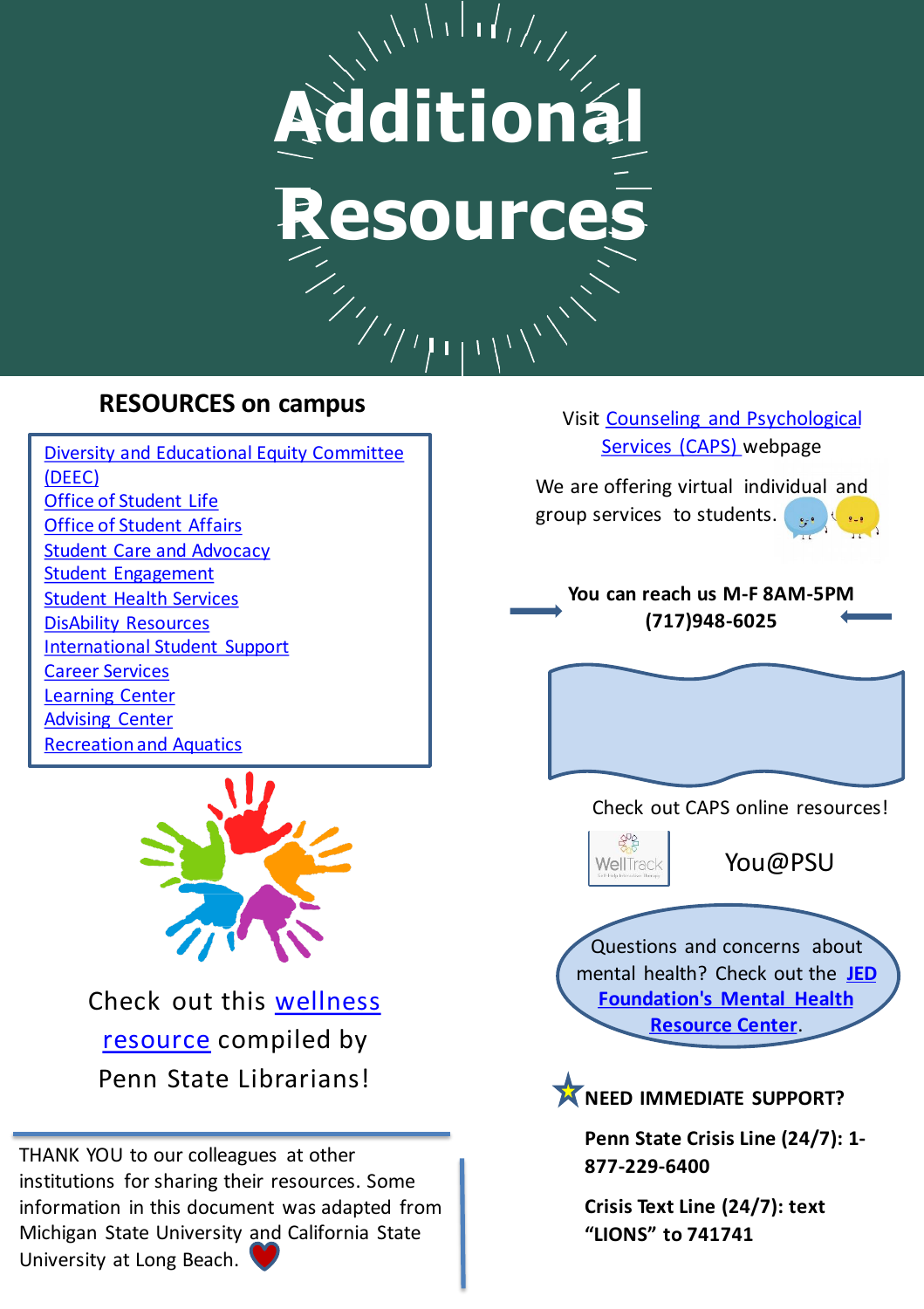# Additional Resources

## RESOURCES on campus

- Diversity and Educational Equity Committee (DEEC)
- Office of Student Life
- Office of Student Affairs
- Student Care and Advocacy
- Student Engagement
- Student Health Services
- DisAbility Resources
- International Student Support
- Career Services
- Learning Center
- Advising Center
- Recreation and Aquatics

Check out this wellness resource compiled by Penn State Librarians!

THANK YOU to our colleagues at other institutions for sharing their resources. Some information in this document was adapted from Michigan State University and California State University at Long Beach.

Visit Counseling and Psychological Services (CAPS) webpage

We are offering virtual individual and group services to students.

**You can reach us M-F 8AM-5PM (717)948-6025**

Check out CAPS online resources!

WellTrack

You@PSU

Questions and concerns about mental health? Check out the **JED Foundation's Mental Health Resource Center**.

**NEED IMMEDIATE SUPPORT?**

**Penn State Crisis Line (24/7): 1-877-229-6400**

**Crisis Text Line (24/7): text "LIONS" to 741741**